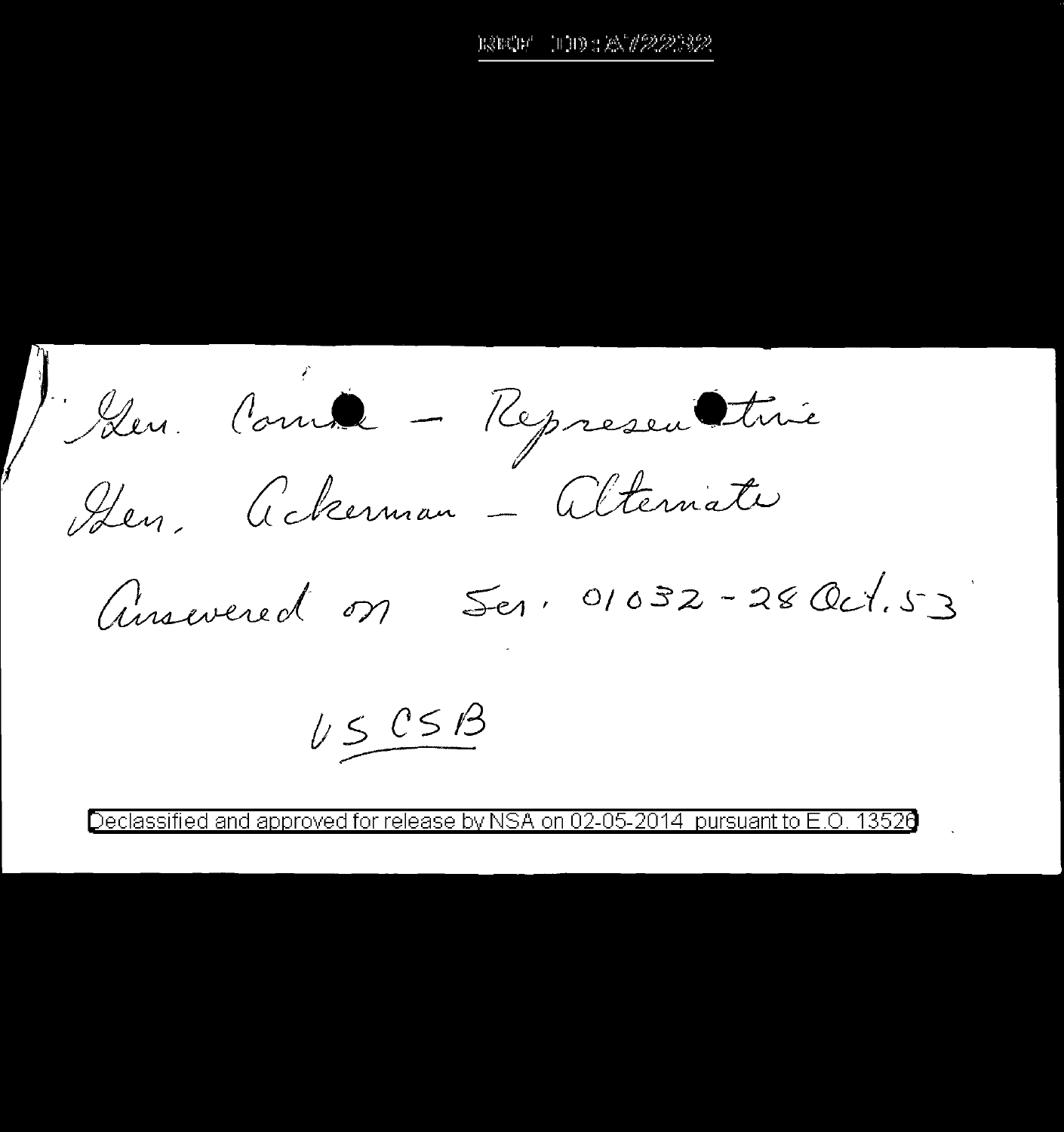Gen. Canine – Representative

Gen. Ackerman – Alternate

Answered on Ser. 01032 – 28 Oct. 53

USCSB

Declassified and approved for release by NSA on 02-05-2014 pursuant to E.O. 13526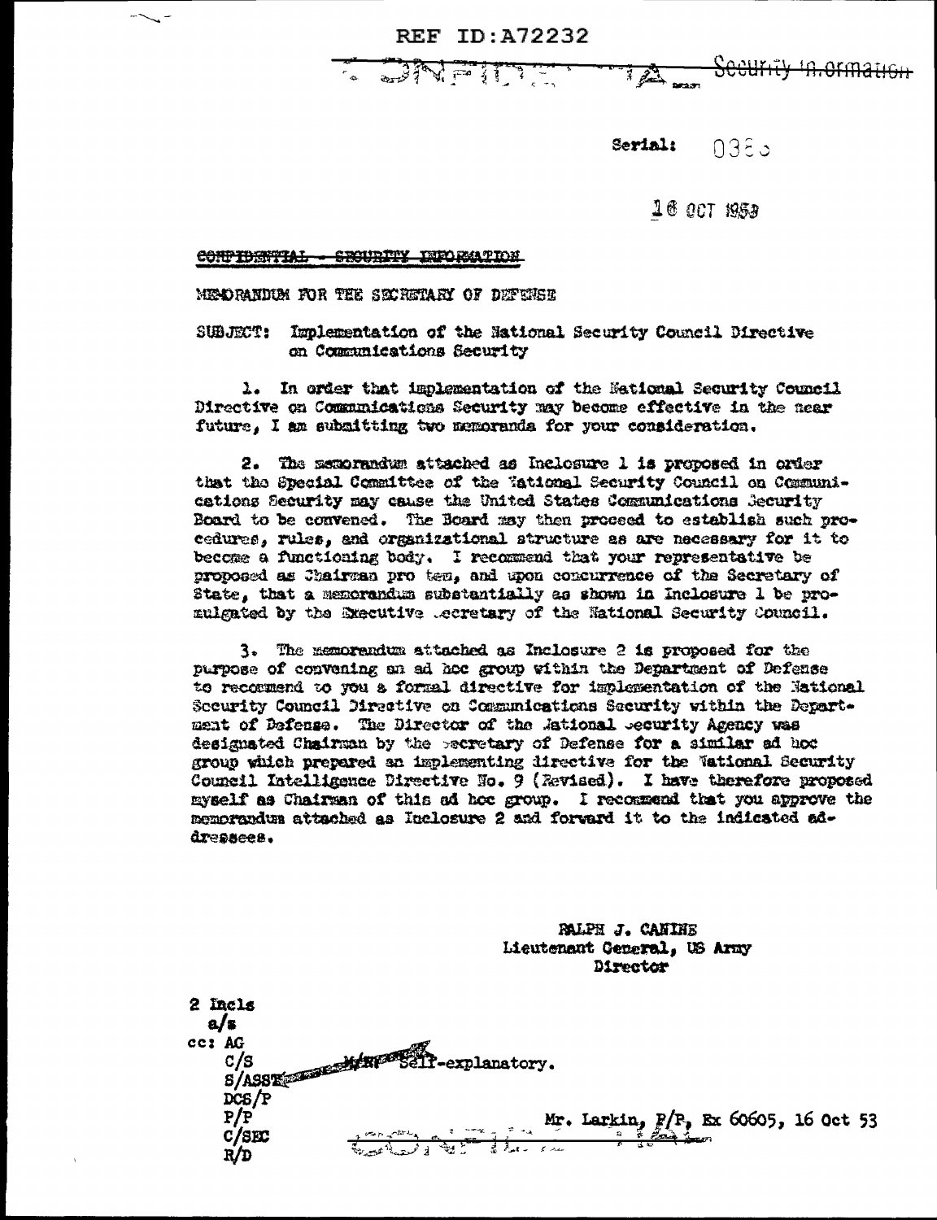REF ID:A72232

CONFIDENTIAL — Security Information

Serial: 0385

16 OCT 1953

CONFIDENTIAL - SECURITY INFORMATION

MEMORANDUM FOR THE SECRETARY OF DEFENSE

SUBJECT: Implementation of the National Security Council Directive on Communications Security

1. In order that implementation of the National Security Council Directive on Communications Security may become effective in the near future, I am submitting two memoranda for your consideration.

2. The memorandum attached as Inclosure 1 is proposed in order that the Special Committee of the National Security Council on Communications Security may cause the United States Communications Security Board to be convened. The Board may then proceed to establish such procedures, rules, and organizational structure as are necessary for it to become a functioning body. I recommend that your representative be proposed as Chairman pro tem, and upon concurrence of the Secretary of State, that a memorandum substantially as shown in Inclosure 1 be promulgated by the Executive Secretary of the National Security Council.

3. The memorandum attached as Inclosure 2 is proposed for the purpose of convening an ad hoc group within the Department of Defense to recommend to you a formal directive for implementation of the National Security Council Directive on Communications Security within the Department of Defense. The Director of the National Security Agency was designated Chairman by the Secretary of Defense for a similar ad hoc group which prepared an implementing directive for the National Security Council Intelligence Directive No. 9 (Revised). I have therefore proposed myself as Chairman of this ad hoc group. I recommend that you approve the memorandum attached as Inclosure 2 and forward it to the indicated addressees.

RALPH J. CANINE
Lieutenant General, US Army
Director

2 Incls
a/s

cc: AG
C/S
S/ASST
DCS/P
P/P
C/SEC
R/D

M/R: Self-explanatory.

Mr. Larkin, P/P, Ex 60605, 16 Oct 53

CONFIDENTIAL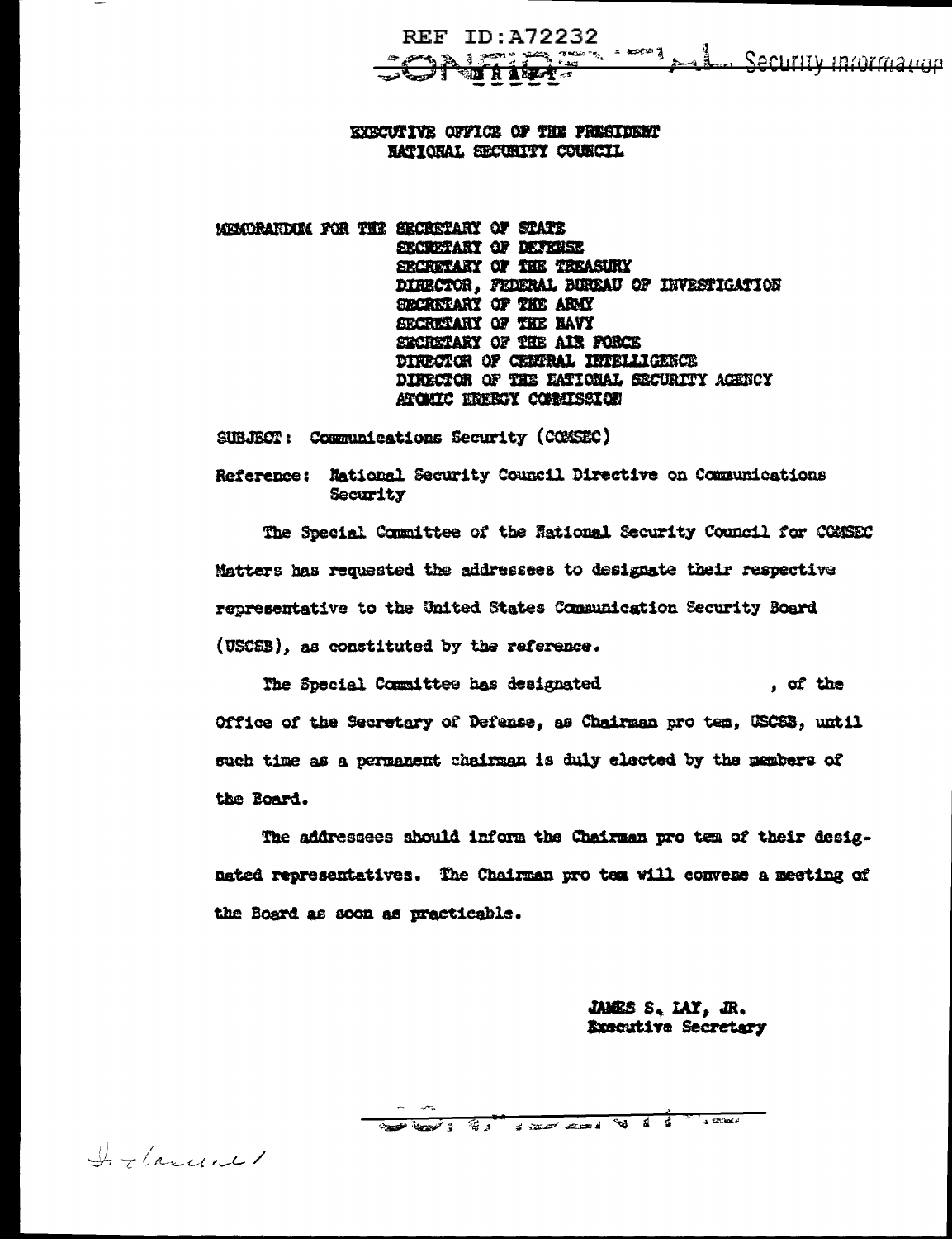REF ID:A72232

CONFIDENTIAL – Security Information

EXECUTIVE OFFICE OF THE PRESIDENT
NATIONAL SECURITY COUNCIL

MEMORANDUM FOR THE SECRETARY OF STATE
SECRETARY OF DEFENSE
SECRETARY OF THE TREASURY
DIRECTOR, FEDERAL BUREAU OF INVESTIGATION
SECRETARY OF THE ARMY
SECRETARY OF THE NAVY
SECRETARY OF THE AIR FORCE
DIRECTOR OF CENTRAL INTELLIGENCE
DIRECTOR OF THE NATIONAL SECURITY AGENCY
ATOMIC ENERGY COMMISSION

SUBJECT: Communications Security (COMSEC)

Reference: National Security Council Directive on Communications Security

The Special Committee of the National Security Council for COMSEC Matters has requested the addressees to designate their respective representative to the United States Communication Security Board (USCSB), as constituted by the reference.

The Special Committee has designated , of the Office of the Secretary of Defense, as Chairman pro tem, USCSB, until such time as a permanent chairman is duly elected by the members of the Board.

The addressees should inform the Chairman pro tem of their designated representatives. The Chairman pro tem will convene a meeting of the Board as soon as practicable.

JAMES S. LAY, JR.
Executive Secretary

Ireland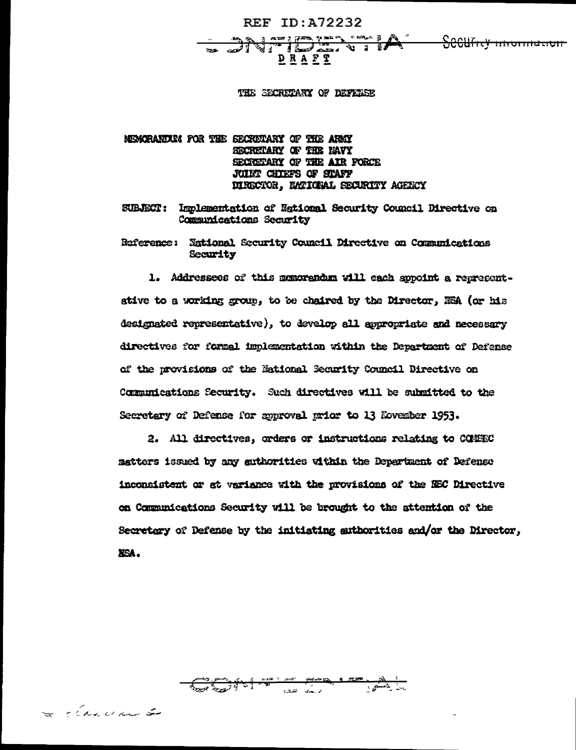REF ID:A72232

CONFIDENTIAL Security Information

D R A F T

THE SECRETARY OF DEFENSE

MEMORANDUM FOR THE SECRETARY OF THE ARMY
SECRETARY OF THE NAVY
SECRETARY OF THE AIR FORCE
JOINT CHIEFS OF STAFF
DIRECTOR, NATIONAL SECURITY AGENCY

SUBJECT: Implementation of National Security Council Directive on Communications Security

Reference: National Security Council Directive on Communications Security

1. Addressees of this memorandum will each appoint a representative to a working group, to be chaired by the Director, NSA (or his designated representative), to develop all appropriate and necessary directives for formal implementation within the Department of Defense of the provisions of the National Security Council Directive on Communications Security. Such directives will be submitted to the Secretary of Defense for approval prior to 13 November 1953.

2. All directives, orders or instructions relating to COMSEC matters issued by any authorities within the Department of Defense inconsistent or at variance with the provisions of the NSC Directive on Communications Security will be brought to the attention of the Secretary of Defense by the initiating authorities and/or the Director, NSA.